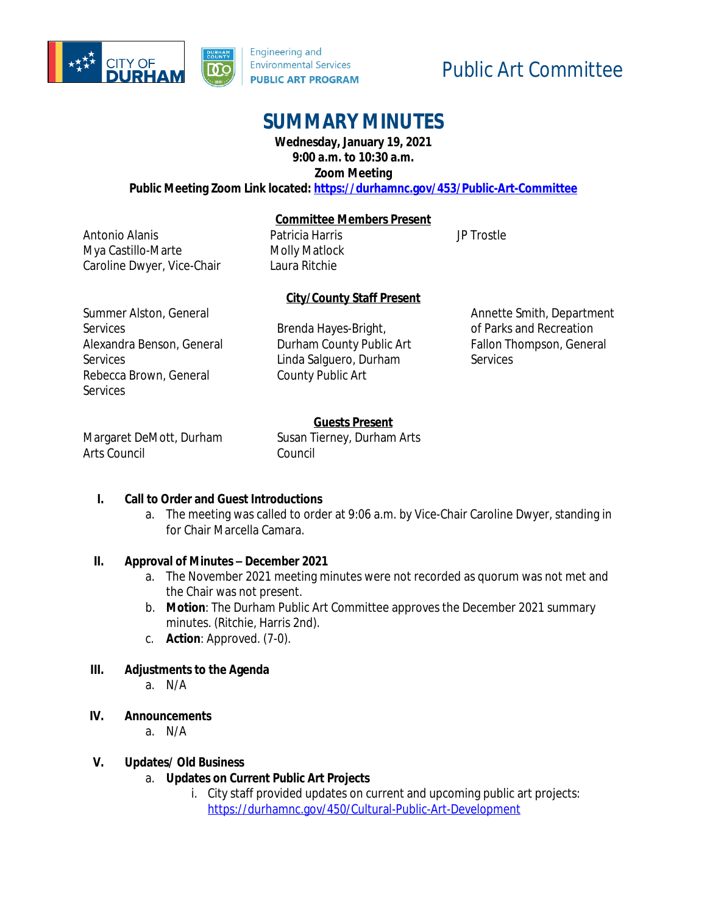City of Durham | Durham County Engineering and Environmental Services PUBLIC ART PROGRAM

Public Art Committee

# SUMMARY MINUTES

**Wednesday, January 19, 2021**
**9:00 a.m. to 10:30 a.m.**
**Zoom Meeting**
**Public Meeting Zoom Link located: https://durhamnc.gov/453/Public-Art-Committee**

**Committee Members Present**

Antonio Alanis
Mya Castillo-Marte
Caroline Dwyer, Vice-Chair
Patricia Harris
Molly Matlock
Laura Ritchie
JP Trostle

**City/County Staff Present**

Summer Alston, General Services
Alexandra Benson, General Services
Rebecca Brown, General Services
Brenda Hayes-Bright, Durham County Public Art
Linda Salguero, Durham County Public Art
Annette Smith, Department of Parks and Recreation
Fallon Thompson, General Services

**Guests Present**

Margaret DeMott, Durham Arts Council
Susan Tierney, Durham Arts Council

I. **Call to Order and Guest Introductions**
   a. The meeting was called to order at 9:06 a.m. by Vice-Chair Caroline Dwyer, standing in for Chair Marcella Camara.

II. **Approval of Minutes – December 2021**
   a. The November 2021 meeting minutes were not recorded as quorum was not met and the Chair was not present.
   b. **Motion**: The Durham Public Art Committee approves the December 2021 summary minutes. (Ritchie, Harris 2nd).
   c. **Action**: Approved. (7-0).

III. **Adjustments to the Agenda**
   a. N/A

IV. **Announcements**
   a. N/A

V. **Updates/ Old Business**
   a. **Updates on Current Public Art Projects**
      i. City staff provided updates on current and upcoming public art projects: https://durhamnc.gov/450/Cultural-Public-Art-Development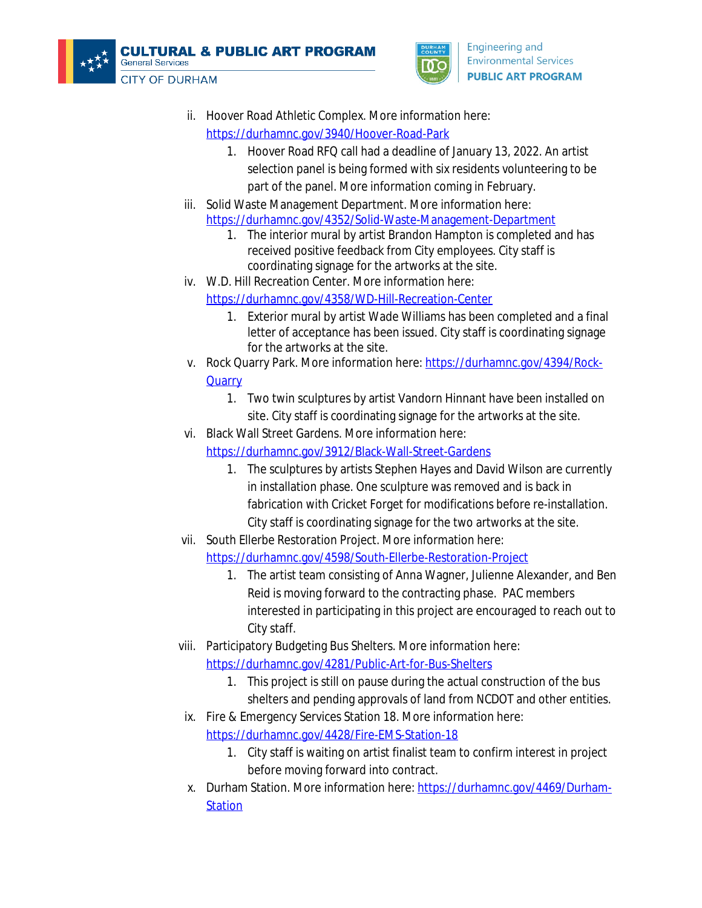ii. Hoover Road Athletic Complex. More information here: https://durhamnc.gov/3940/Hoover-Road-Park

   1. Hoover Road RFQ call had a deadline of January 13, 2022. An artist selection panel is being formed with six residents volunteering to be part of the panel. More information coming in February.

iii. Solid Waste Management Department. More information here: https://durhamnc.gov/4352/Solid-Waste-Management-Department

   1. The interior mural by artist Brandon Hampton is completed and has received positive feedback from City employees. City staff is coordinating signage for the artworks at the site.

iv. W.D. Hill Recreation Center. More information here: https://durhamnc.gov/4358/WD-Hill-Recreation-Center

   1. Exterior mural by artist Wade Williams has been completed and a final letter of acceptance has been issued. City staff is coordinating signage for the artworks at the site.

v. Rock Quarry Park. More information here: https://durhamnc.gov/4394/Rock-Quarry

   1. Two twin sculptures by artist Vandorn Hinnant have been installed on site. City staff is coordinating signage for the artworks at the site.

vi. Black Wall Street Gardens. More information here: https://durhamnc.gov/3912/Black-Wall-Street-Gardens

   1. The sculptures by artists Stephen Hayes and David Wilson are currently in installation phase. One sculpture was removed and is back in fabrication with Cricket Forget for modifications before re-installation. City staff is coordinating signage for the two artworks at the site.

vii. South Ellerbe Restoration Project. More information here: https://durhamnc.gov/4598/South-Ellerbe-Restoration-Project

   1. The artist team consisting of Anna Wagner, Julienne Alexander, and Ben Reid is moving forward to the contracting phase. PAC members interested in participating in this project are encouraged to reach out to City staff.

viii. Participatory Budgeting Bus Shelters. More information here: https://durhamnc.gov/4281/Public-Art-for-Bus-Shelters

   1. This project is still on pause during the actual construction of the bus shelters and pending approvals of land from NCDOT and other entities.

ix. Fire & Emergency Services Station 18. More information here: https://durhamnc.gov/4428/Fire-EMS-Station-18

   1. City staff is waiting on artist finalist team to confirm interest in project before moving forward into contract.

x. Durham Station. More information here: https://durhamnc.gov/4469/Durham-Station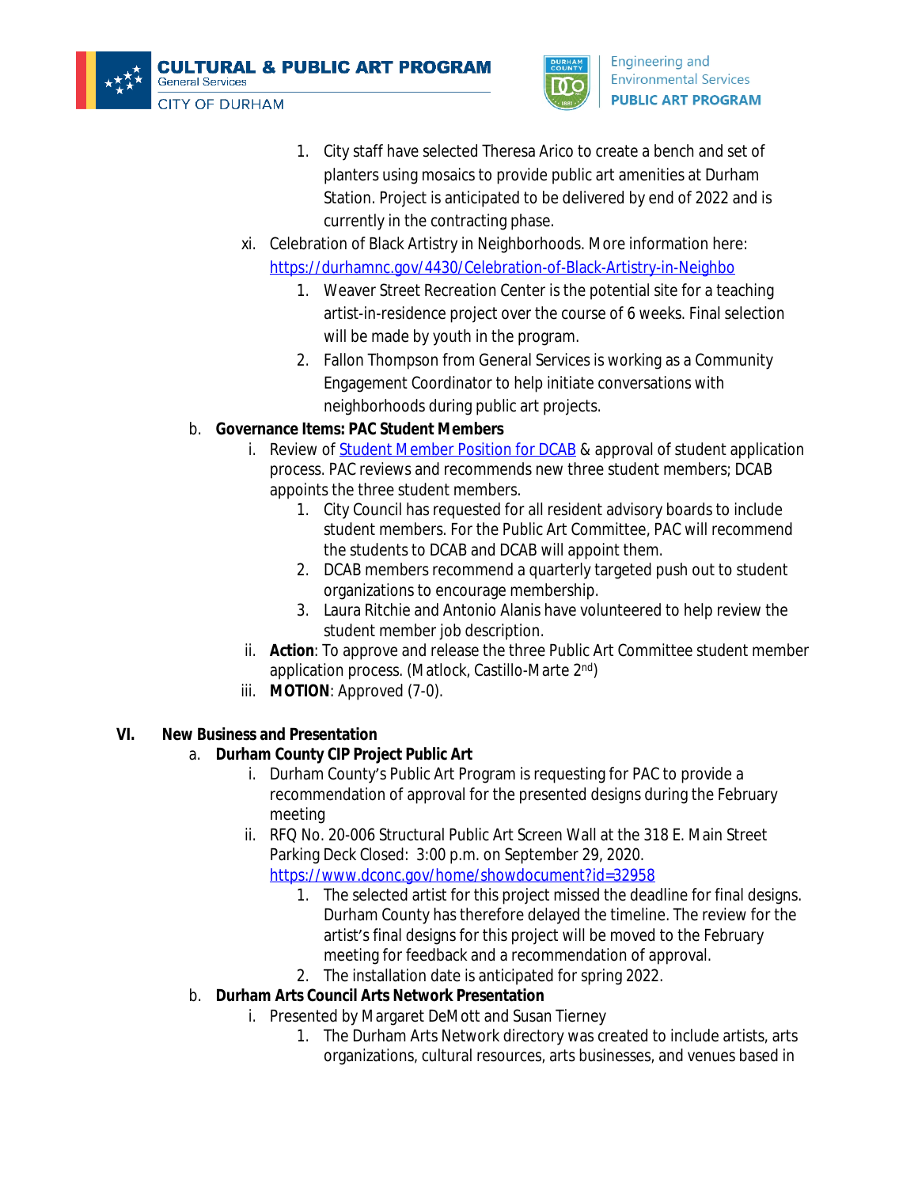1. City staff have selected Theresa Arico to create a bench and set of planters using mosaics to provide public art amenities at Durham Station. Project is anticipated to be delivered by end of 2022 and is currently in the contracting phase.

xi. Celebration of Black Artistry in Neighborhoods. More information here: [https://durhamnc.gov/4430/Celebration-of-Black-Artistry-in-Neighbo](https://durhamnc.gov/4430/Celebration-of-Black-Artistry-in-Neighbo)

1. Weaver Street Recreation Center is the potential site for a teaching artist-in-residence project over the course of 6 weeks. Final selection will be made by youth in the program.
2. Fallon Thompson from General Services is working as a Community Engagement Coordinator to help initiate conversations with neighborhoods during public art projects.

b. **Governance Items: PAC Student Members**

i. Review of Student Member Position for DCAB & approval of student application process. PAC reviews and recommends new three student members; DCAB appoints the three student members.

1. City Council has requested for all resident advisory boards to include student members. For the Public Art Committee, PAC will recommend the students to DCAB and DCAB will appoint them.
2. DCAB members recommend a quarterly targeted push out to student organizations to encourage membership.
3. Laura Ritchie and Antonio Alanis have volunteered to help review the student member job description.

ii. **Action**: To approve and release the three Public Art Committee student member application process. (Matlock, Castillo-Marte 2nd)

iii. **MOTION**: Approved (7-0).

## VI. New Business and Presentation

a. **Durham County CIP Project Public Art**

i. Durham County's Public Art Program is requesting for PAC to provide a recommendation of approval for the presented designs during the February meeting

ii. RFQ No. 20-006 Structural Public Art Screen Wall at the 318 E. Main Street Parking Deck Closed: 3:00 p.m. on September 29, 2020. [https://www.dconc.gov/home/showdocument?id=32958](https://www.dconc.gov/home/showdocument?id=32958)

1. The selected artist for this project missed the deadline for final designs. Durham County has therefore delayed the timeline. The review for the artist's final designs for this project will be moved to the February meeting for feedback and a recommendation of approval.
2. The installation date is anticipated for spring 2022.

b. **Durham Arts Council Arts Network Presentation**

i. Presented by Margaret DeMott and Susan Tierney

1. The Durham Arts Network directory was created to include artists, arts organizations, cultural resources, arts businesses, and venues based in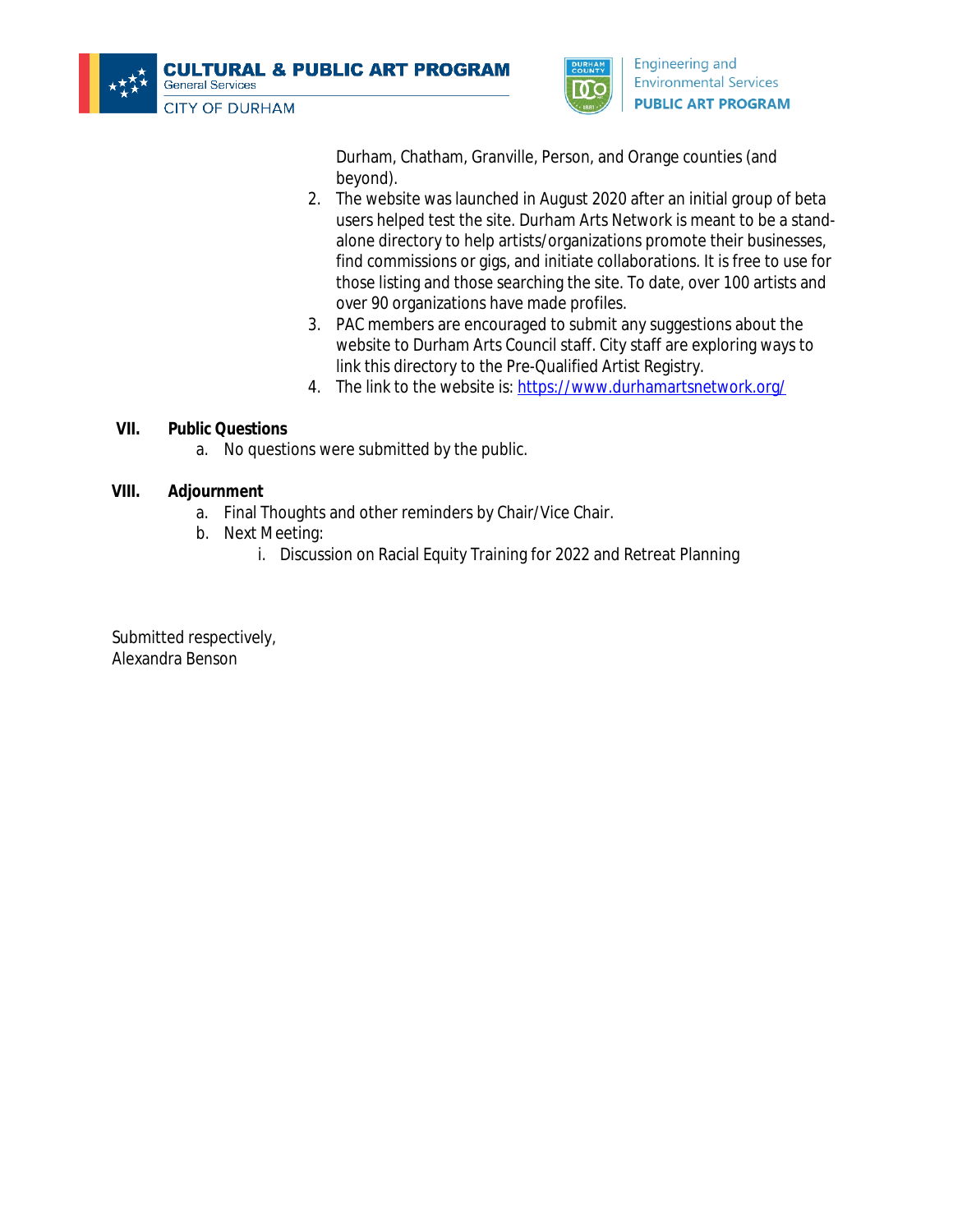Durham, Chatham, Granville, Person, and Orange counties (and beyond).

2. The website was launched in August 2020 after an initial group of beta users helped test the site. Durham Arts Network is meant to be a stand-alone directory to help artists/organizations promote their businesses, find commissions or gigs, and initiate collaborations. It is free to use for those listing and those searching the site. To date, over 100 artists and over 90 organizations have made profiles.
3. PAC members are encouraged to submit any suggestions about the website to Durham Arts Council staff. City staff are exploring ways to link this directory to the Pre-Qualified Artist Registry.
4. The link to the website is: https://www.durhamartsnetwork.org/

**VII. Public Questions**

a. No questions were submitted by the public.

**VIII. Adjournment**

a. Final Thoughts and other reminders by Chair/Vice Chair.
b. Next Meeting:
   i. Discussion on Racial Equity Training for 2022 and Retreat Planning

Submitted respectively,
Alexandra Benson